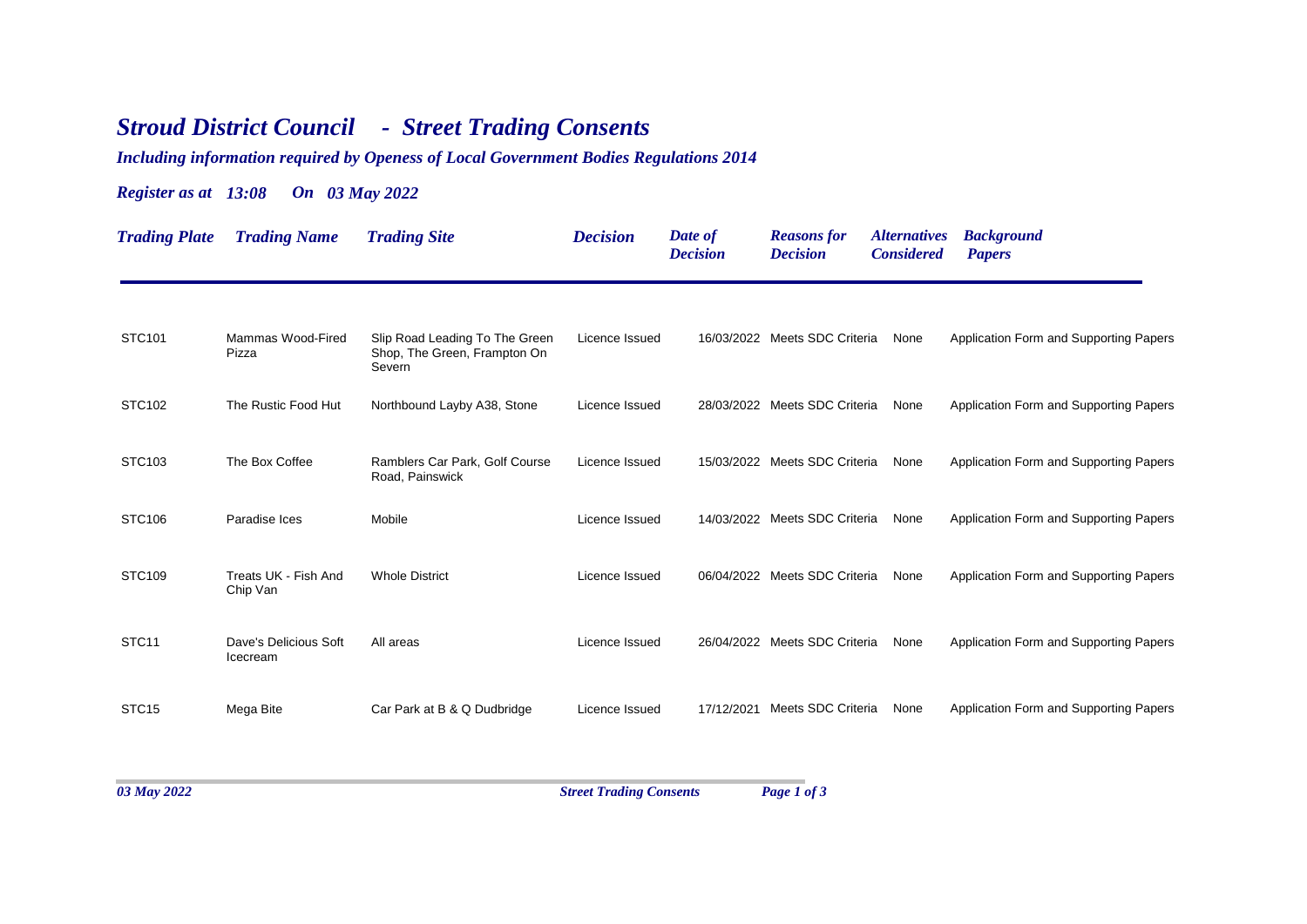# *Stroud District Council - Street Trading Consents*

### *Including information required by Openess of Local Government Bodies Regulations 2014*

### *Register as at 13:08 On 03 May 2022*

| *Trading Plate* | *Trading Name* | *Trading Site* | *Decision* | *Date of Decision* | *Reasons for Decision* | *Alternatives Considered* | *Background Papers* |
|---|---|---|---|---|---|---|---|
| STC101 | Mammas Wood-Fired Pizza | Slip Road Leading To The Green Shop, The Green, Frampton On Severn | Licence Issued | 16/03/2022 | Meets SDC Criteria | None | Application Form and Supporting Papers |
| STC102 | The Rustic Food Hut | Northbound Layby A38, Stone | Licence Issued | 28/03/2022 | Meets SDC Criteria | None | Application Form and Supporting Papers |
| STC103 | The Box Coffee | Ramblers Car Park, Golf Course Road, Painswick | Licence Issued | 15/03/2022 | Meets SDC Criteria | None | Application Form and Supporting Papers |
| STC106 | Paradise Ices | Mobile | Licence Issued | 14/03/2022 | Meets SDC Criteria | None | Application Form and Supporting Papers |
| STC109 | Treats UK - Fish And Chip Van | Whole District | Licence Issued | 06/04/2022 | Meets SDC Criteria | None | Application Form and Supporting Papers |
| STC11 | Dave's Delicious Soft Icecream | All areas | Licence Issued | 26/04/2022 | Meets SDC Criteria | None | Application Form and Supporting Papers |
| STC15 | Mega Bite | Car Park at B & Q Dudbridge | Licence Issued | 17/12/2021 | Meets SDC Criteria | None | Application Form and Supporting Papers |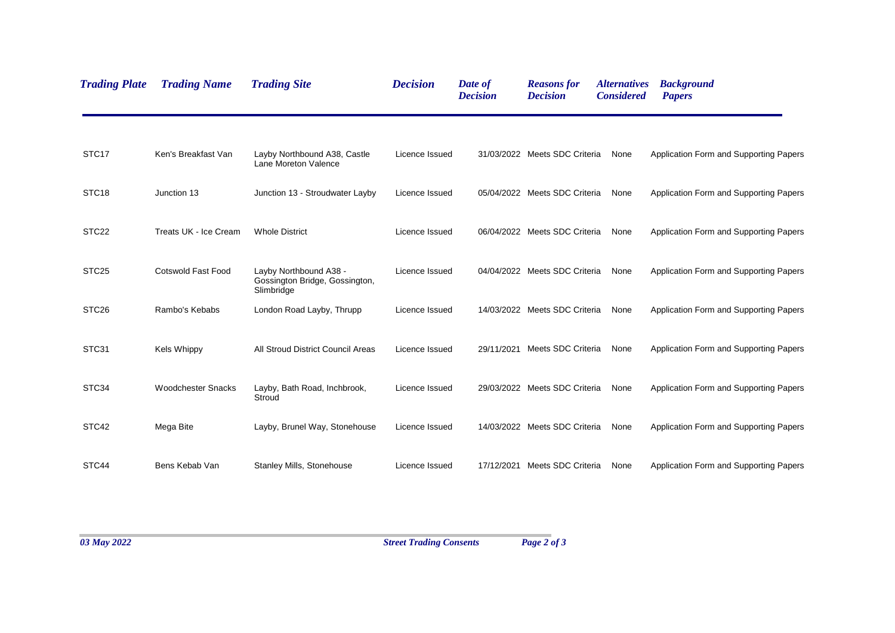| Trading Plate | Trading Name | Trading Site | Decision | Date of Decision | Reasons for Decision | Alternatives Considered | Background Papers |
|---|---|---|---|---|---|---|---|
| STC17 | Ken's Breakfast Van | Layby Northbound A38, Castle Lane Moreton Valence | Licence Issued | 31/03/2022 | Meets SDC Criteria | None | Application Form and Supporting Papers |
| STC18 | Junction 13 | Junction 13 - Stroudwater Layby | Licence Issued | 05/04/2022 | Meets SDC Criteria | None | Application Form and Supporting Papers |
| STC22 | Treats UK - Ice Cream | Whole District | Licence Issued | 06/04/2022 | Meets SDC Criteria | None | Application Form and Supporting Papers |
| STC25 | Cotswold Fast Food | Layby Northbound A38 - Gossington Bridge, Gossington, Slimbridge | Licence Issued | 04/04/2022 | Meets SDC Criteria | None | Application Form and Supporting Papers |
| STC26 | Rambo's Kebabs | London Road Layby, Thrupp | Licence Issued | 14/03/2022 | Meets SDC Criteria | None | Application Form and Supporting Papers |
| STC31 | Kels Whippy | All Stroud District Council Areas | Licence Issued | 29/11/2021 | Meets SDC Criteria | None | Application Form and Supporting Papers |
| STC34 | Woodchester Snacks | Layby, Bath Road, Inchbrook, Stroud | Licence Issued | 29/03/2022 | Meets SDC Criteria | None | Application Form and Supporting Papers |
| STC42 | Mega Bite | Layby, Brunel Way, Stonehouse | Licence Issued | 14/03/2022 | Meets SDC Criteria | None | Application Form and Supporting Papers |
| STC44 | Bens Kebab Van | Stanley Mills, Stonehouse | Licence Issued | 17/12/2021 | Meets SDC Criteria | None | Application Form and Supporting Papers |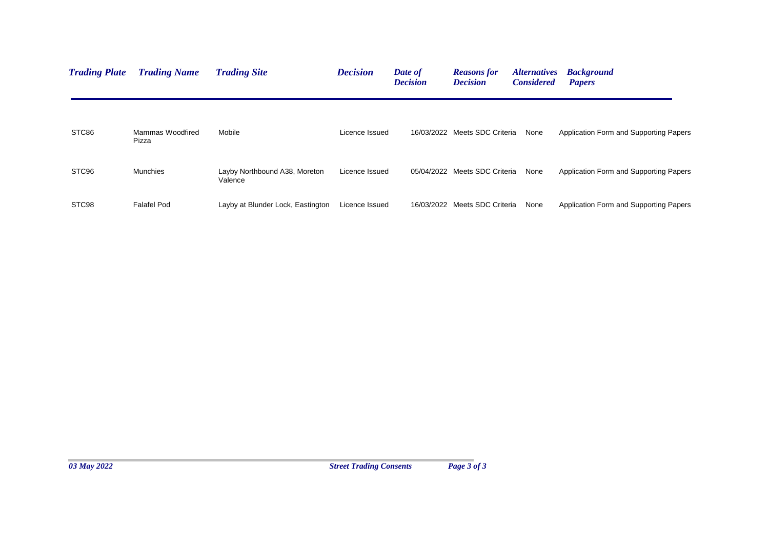| Trading Plate | Trading Name | Trading Site | Decision | Date of Decision | Reasons for Decision | Alternatives Considered | Background Papers |
|---|---|---|---|---|---|---|---|
| STC86 | Mammas Woodfired Pizza | Mobile | Licence Issued | 16/03/2022 | Meets SDC Criteria | None | Application Form and Supporting Papers |
| STC96 | Munchies | Layby Northbound A38, Moreton Valence | Licence Issued | 05/04/2022 | Meets SDC Criteria | None | Application Form and Supporting Papers |
| STC98 | Falafel Pod | Layby at Blunder Lock, Eastington | Licence Issued | 16/03/2022 | Meets SDC Criteria | None | Application Form and Supporting Papers |